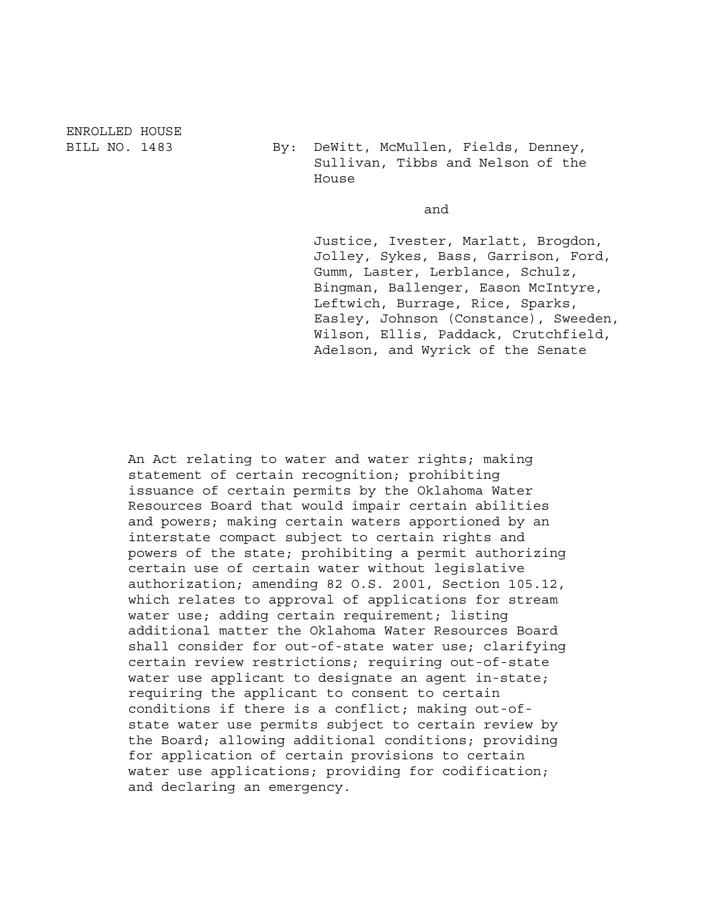ENROLLED HOUSE
BILL NO. 1483

By: DeWitt, McMullen, Fields, Denney, Sullivan, Tibbs and Nelson of the House

and

Justice, Ivester, Marlatt, Brogdon, Jolley, Sykes, Bass, Garrison, Ford, Gumm, Laster, Lerblance, Schulz, Bingman, Ballenger, Eason McIntyre, Leftwich, Burrage, Rice, Sparks, Easley, Johnson (Constance), Sweeden, Wilson, Ellis, Paddack, Crutchfield, Adelson, and Wyrick of the Senate

An Act relating to water and water rights; making statement of certain recognition; prohibiting issuance of certain permits by the Oklahoma Water Resources Board that would impair certain abilities and powers; making certain waters apportioned by an interstate compact subject to certain rights and powers of the state; prohibiting a permit authorizing certain use of certain water without legislative authorization; amending 82 O.S. 2001, Section 105.12, which relates to approval of applications for stream water use; adding certain requirement; listing additional matter the Oklahoma Water Resources Board shall consider for out-of-state water use; clarifying certain review restrictions; requiring out-of-state water use applicant to designate an agent in-state; requiring the applicant to consent to certain conditions if there is a conflict; making out-of-state water use permits subject to certain review by the Board; allowing additional conditions; providing for application of certain provisions to certain water use applications; providing for codification; and declaring an emergency.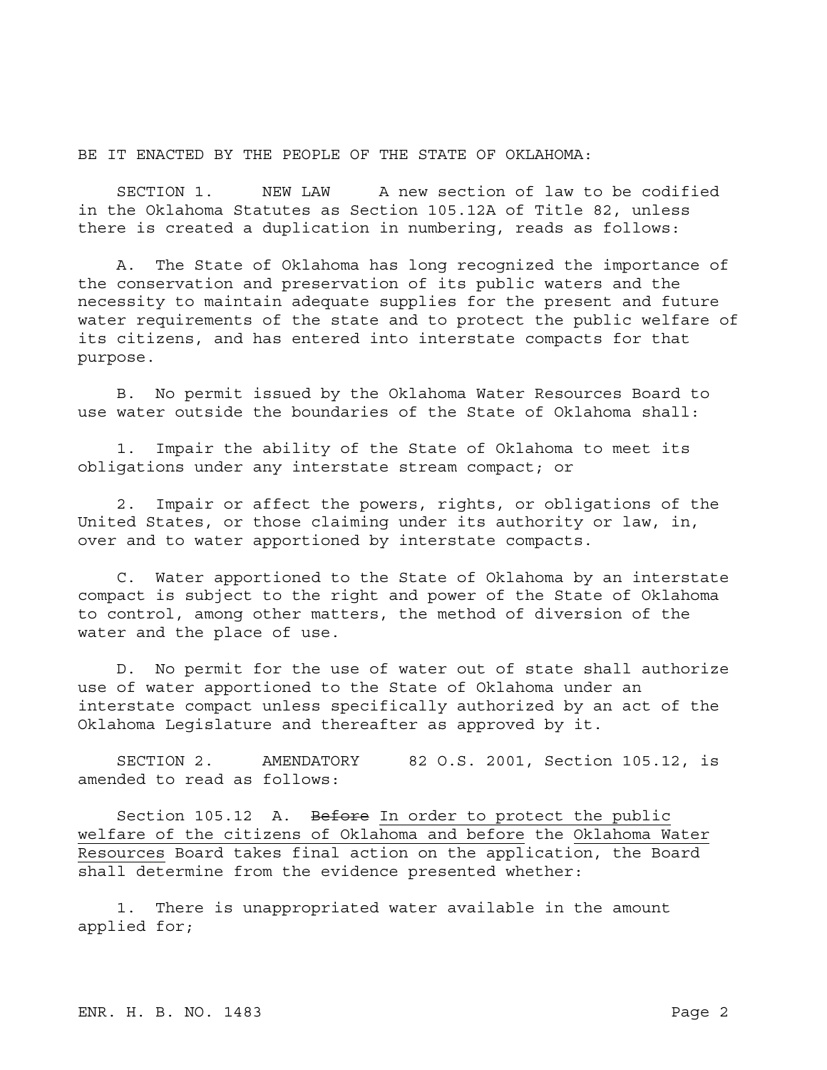BE IT ENACTED BY THE PEOPLE OF THE STATE OF OKLAHOMA:

SECTION 1. NEW LAW A new section of law to be codified in the Oklahoma Statutes as Section 105.12A of Title 82, unless there is created a duplication in numbering, reads as follows:

A. The State of Oklahoma has long recognized the importance of the conservation and preservation of its public waters and the necessity to maintain adequate supplies for the present and future water requirements of the state and to protect the public welfare of its citizens, and has entered into interstate compacts for that purpose.

B. No permit issued by the Oklahoma Water Resources Board to use water outside the boundaries of the State of Oklahoma shall:

1. Impair the ability of the State of Oklahoma to meet its obligations under any interstate stream compact; or

2. Impair or affect the powers, rights, or obligations of the United States, or those claiming under its authority or law, in, over and to water apportioned by interstate compacts.

C. Water apportioned to the State of Oklahoma by an interstate compact is subject to the right and power of the State of Oklahoma to control, among other matters, the method of diversion of the water and the place of use.

D. No permit for the use of water out of state shall authorize use of water apportioned to the State of Oklahoma under an interstate compact unless specifically authorized by an act of the Oklahoma Legislature and thereafter as approved by it.

SECTION 2. AMENDATORY 82 O.S. 2001, Section 105.12, is amended to read as follows:

Section 105.12 A. ~~Before~~ <u>In order to protect the public welfare of the citizens of Oklahoma and before</u> the <u>Oklahoma Water Resources</u> Board takes final action on the application, the Board shall determine from the evidence presented whether:

1. There is unappropriated water available in the amount applied for;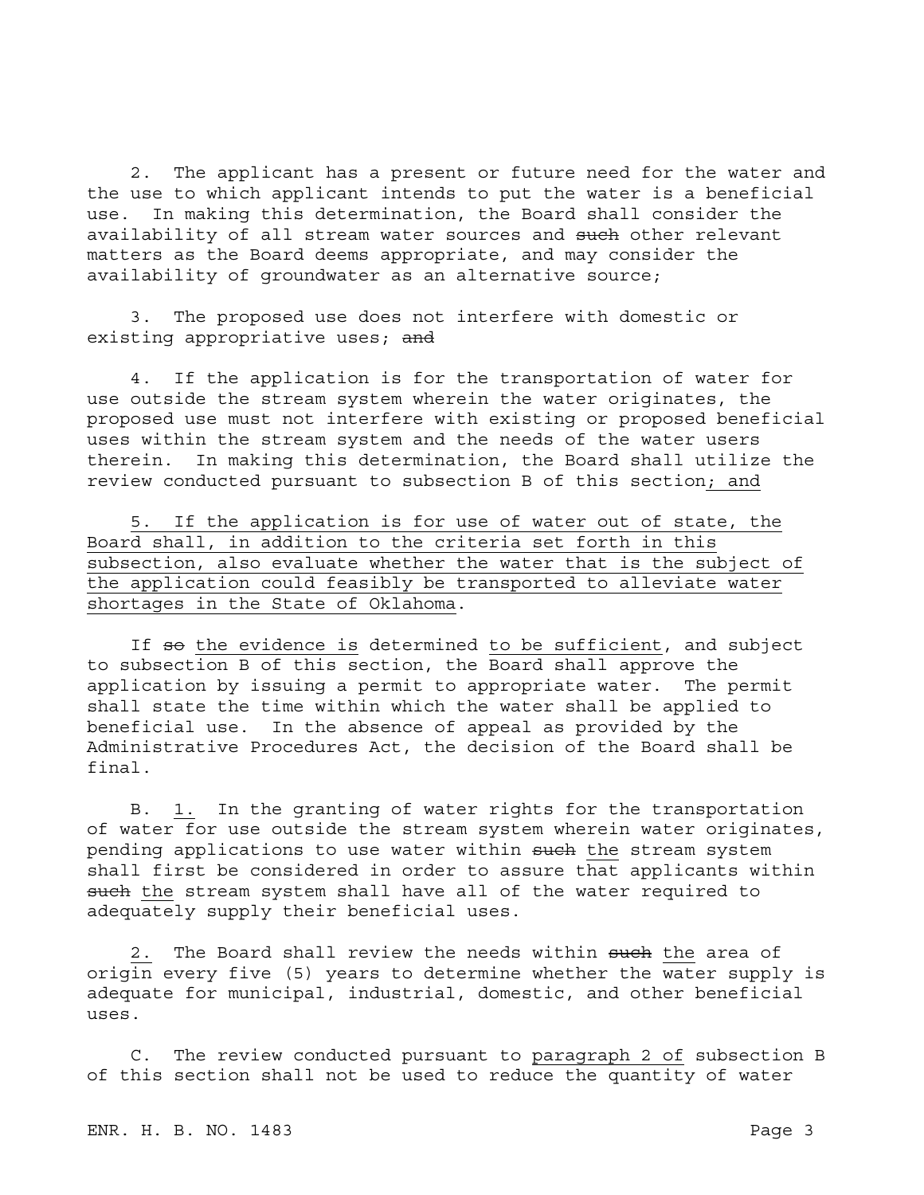2. The applicant has a present or future need for the water and the use to which applicant intends to put the water is a beneficial use. In making this determination, the Board shall consider the availability of all stream water sources and ~~such~~ other relevant matters as the Board deems appropriate, and may consider the availability of groundwater as an alternative source;

3. The proposed use does not interfere with domestic or existing appropriative uses; ~~and~~

4. If the application is for the transportation of water for use outside the stream system wherein the water originates, the proposed use must not interfere with existing or proposed beneficial uses within the stream system and the needs of the water users therein. In making this determination, the Board shall utilize the review conducted pursuant to subsection B of this section<u>; and</u>

<u>5. If the application is for use of water out of state, the Board shall, in addition to the criteria set forth in this subsection, also evaluate whether the water that is the subject of the application could feasibly be transported to alleviate water shortages in the State of Oklahoma</u>.

If ~~so~~ <u>the evidence is</u> determined <u>to be sufficient</u>, and subject to subsection B of this section, the Board shall approve the application by issuing a permit to appropriate water. The permit shall state the time within which the water shall be applied to beneficial use. In the absence of appeal as provided by the Administrative Procedures Act, the decision of the Board shall be final.

B. <u>1.</u> In the granting of water rights for the transportation of water for use outside the stream system wherein water originates, pending applications to use water within ~~such~~ <u>the</u> stream system shall first be considered in order to assure that applicants within ~~such~~ <u>the</u> stream system shall have all of the water required to adequately supply their beneficial uses.

<u>2.</u> The Board shall review the needs within ~~such~~ <u>the</u> area of origin every five (5) years to determine whether the water supply is adequate for municipal, industrial, domestic, and other beneficial uses.

C. The review conducted pursuant to <u>paragraph 2 of</u> subsection B of this section shall not be used to reduce the quantity of water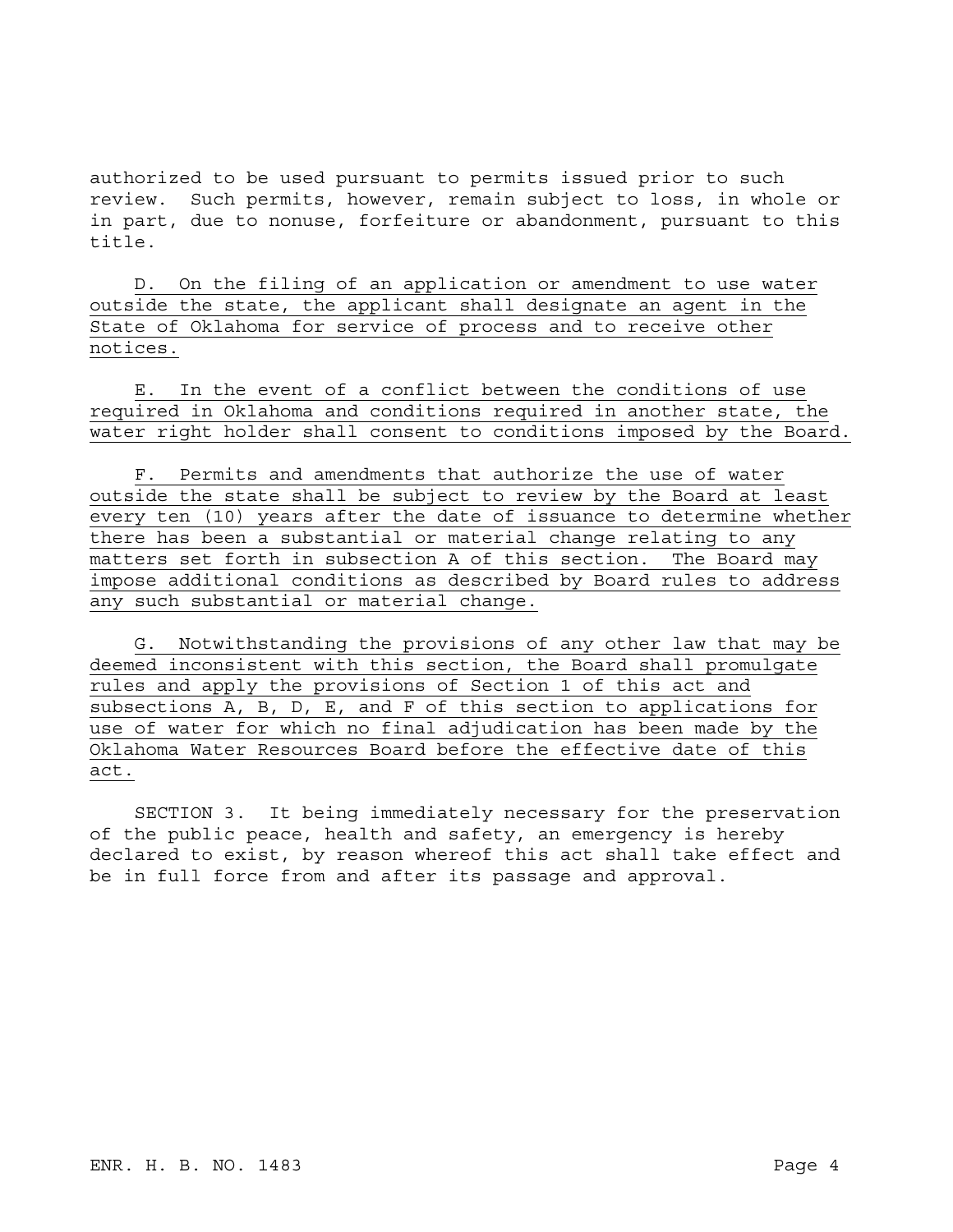authorized to be used pursuant to permits issued prior to such review. Such permits, however, remain subject to loss, in whole or in part, due to nonuse, forfeiture or abandonment, pursuant to this title.

D. On the filing of an application or amendment to use water outside the state, the applicant shall designate an agent in the State of Oklahoma for service of process and to receive other notices.

E. In the event of a conflict between the conditions of use required in Oklahoma and conditions required in another state, the water right holder shall consent to conditions imposed by the Board.

F. Permits and amendments that authorize the use of water outside the state shall be subject to review by the Board at least every ten (10) years after the date of issuance to determine whether there has been a substantial or material change relating to any matters set forth in subsection A of this section. The Board may impose additional conditions as described by Board rules to address any such substantial or material change.

G. Notwithstanding the provisions of any other law that may be deemed inconsistent with this section, the Board shall promulgate rules and apply the provisions of Section 1 of this act and subsections A, B, D, E, and F of this section to applications for use of water for which no final adjudication has been made by the Oklahoma Water Resources Board before the effective date of this act.

SECTION 3. It being immediately necessary for the preservation of the public peace, health and safety, an emergency is hereby declared to exist, by reason whereof this act shall take effect and be in full force from and after its passage and approval.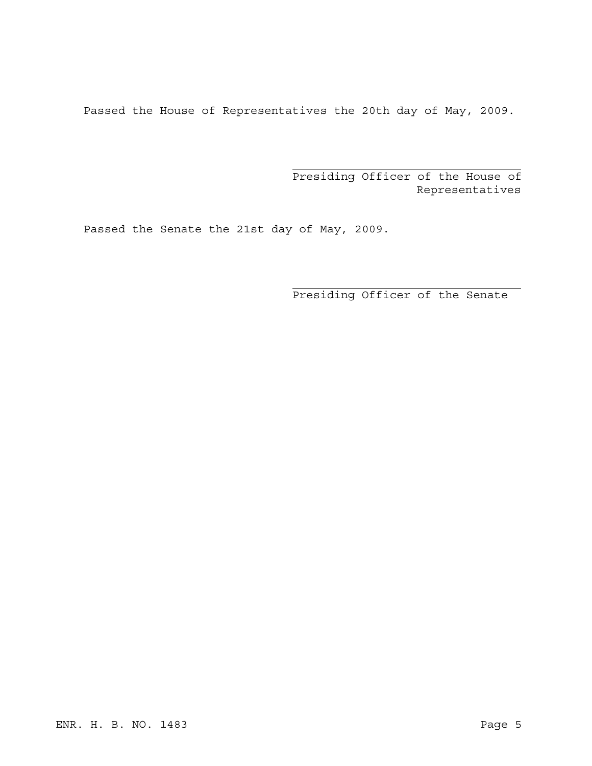Passed the House of Representatives the 20th day of May, 2009.

\_\_\_\_\_\_\_\_\_\_\_\_\_\_\_\_\_\_\_\_\_\_\_\_\_\_\_\_\_\_\_\_\_\_
Presiding Officer of the House of Representatives

Passed the Senate the 21st day of May, 2009.

\_\_\_\_\_\_\_\_\_\_\_\_\_\_\_\_\_\_\_\_\_\_\_\_\_\_\_\_\_\_\_\_\_\_
Presiding Officer of the Senate

ENR. H. B. NO. 1483